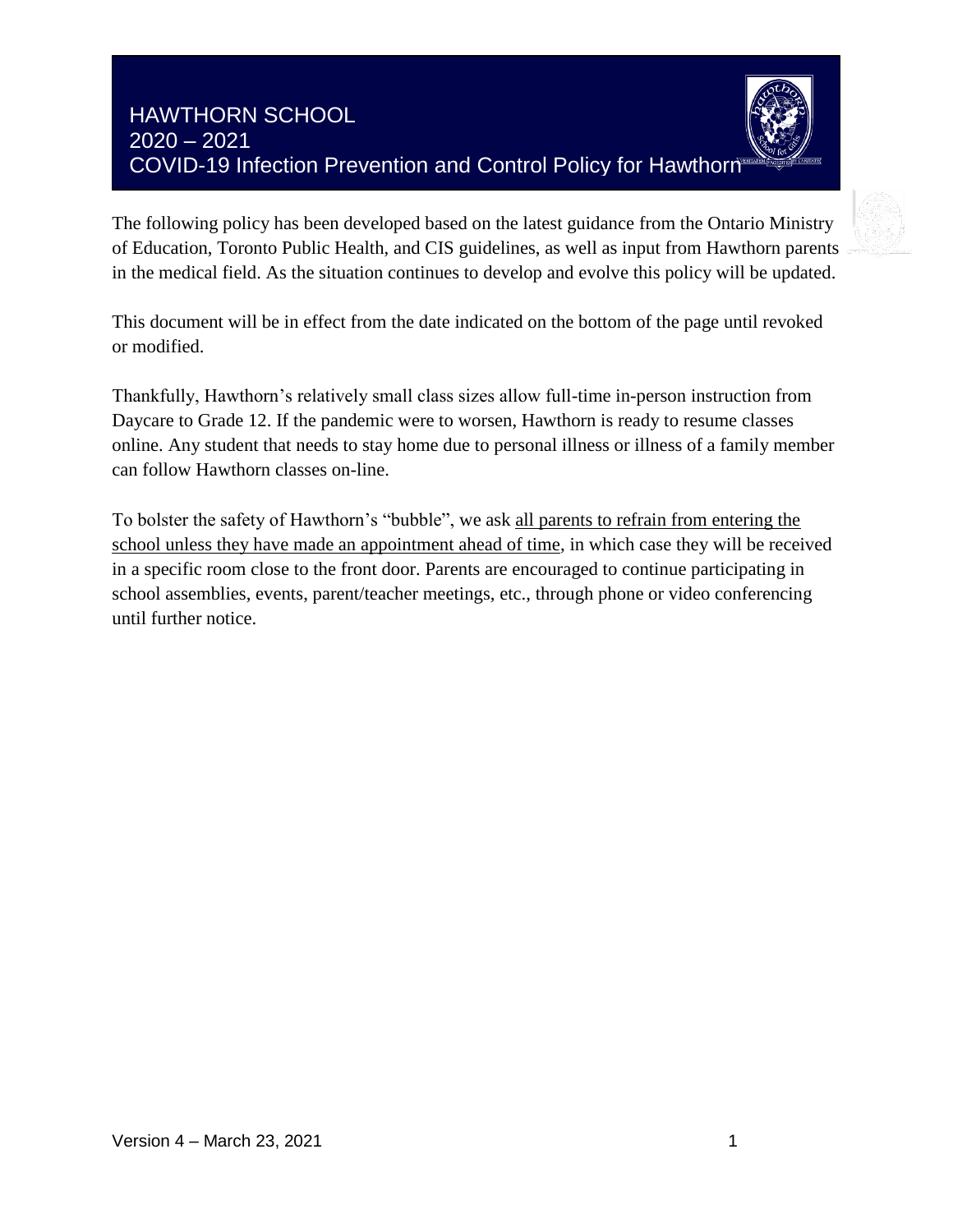# HAWTHORN SCHOOL
## 2020 – 2021
## COVID-19 Infection Prevention and Control Policy for Hawthorn

The following policy has been developed based on the latest guidance from the Ontario Ministry of Education, Toronto Public Health, and CIS guidelines, as well as input from Hawthorn parents in the medical field. As the situation continues to develop and evolve this policy will be updated.

This document will be in effect from the date indicated on the bottom of the page until revoked or modified.

Thankfully, Hawthorn's relatively small class sizes allow full-time in-person instruction from Daycare to Grade 12. If the pandemic were to worsen, Hawthorn is ready to resume classes online. Any student that needs to stay home due to personal illness or illness of a family member can follow Hawthorn classes on-line.

To bolster the safety of Hawthorn's "bubble", we ask <u>all parents to refrain from entering the school unless they have made an appointment ahead of time</u>, in which case they will be received in a specific room close to the front door. Parents are encouraged to continue participating in school assemblies, events, parent/teacher meetings, etc., through phone or video conferencing until further notice.

Version 4 – March 23, 2021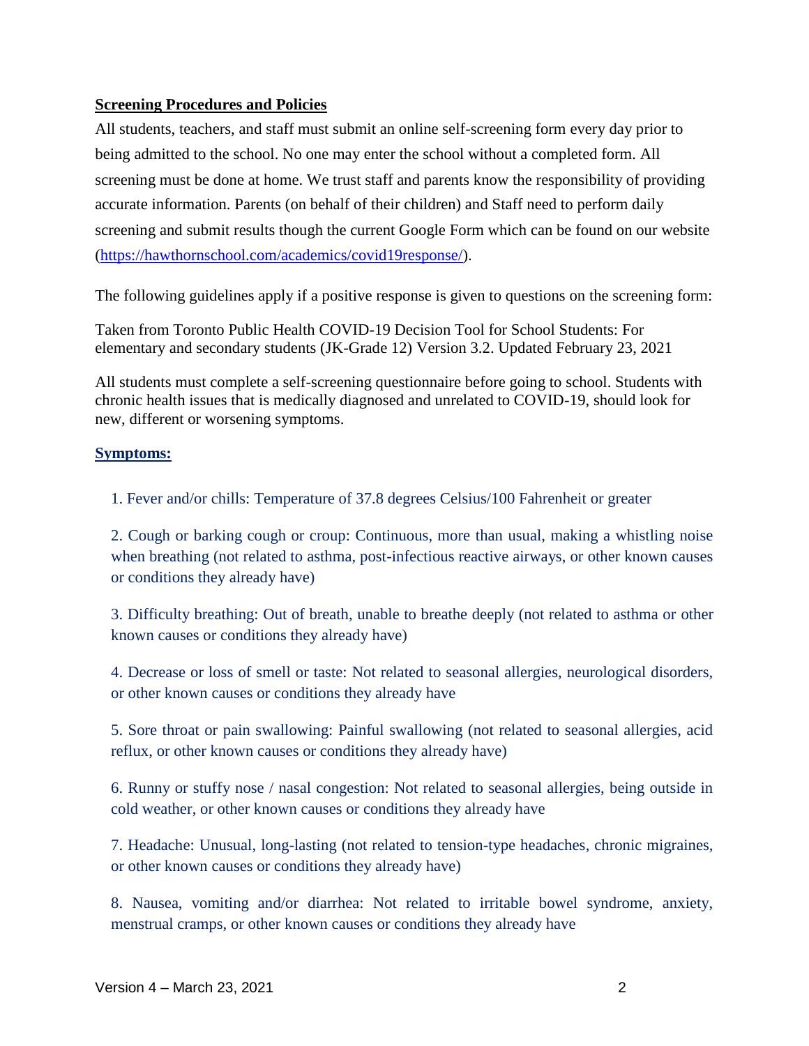## Screening Procedures and Policies

All students, teachers, and staff must submit an online self-screening form every day prior to being admitted to the school. No one may enter the school without a completed form. All screening must be done at home. We trust staff and parents know the responsibility of providing accurate information. Parents (on behalf of their children) and Staff need to perform daily screening and submit results though the current Google Form which can be found on our website (https://hawthornschool.com/academics/covid19response/).

The following guidelines apply if a positive response is given to questions on the screening form:

Taken from Toronto Public Health COVID-19 Decision Tool for School Students: For elementary and secondary students (JK-Grade 12) Version 3.2. Updated February 23, 2021

All students must complete a self-screening questionnaire before going to school. Students with chronic health issues that is medically diagnosed and unrelated to COVID-19, should look for new, different or worsening symptoms.

### Symptoms:

1. Fever and/or chills: Temperature of 37.8 degrees Celsius/100 Fahrenheit or greater

2. Cough or barking cough or croup: Continuous, more than usual, making a whistling noise when breathing (not related to asthma, post-infectious reactive airways, or other known causes or conditions they already have)

3. Difficulty breathing: Out of breath, unable to breathe deeply (not related to asthma or other known causes or conditions they already have)

4. Decrease or loss of smell or taste: Not related to seasonal allergies, neurological disorders, or other known causes or conditions they already have

5. Sore throat or pain swallowing: Painful swallowing (not related to seasonal allergies, acid reflux, or other known causes or conditions they already have)

6. Runny or stuffy nose / nasal congestion: Not related to seasonal allergies, being outside in cold weather, or other known causes or conditions they already have

7. Headache: Unusual, long-lasting (not related to tension-type headaches, chronic migraines, or other known causes or conditions they already have)

8. Nausea, vomiting and/or diarrhea: Not related to irritable bowel syndrome, anxiety, menstrual cramps, or other known causes or conditions they already have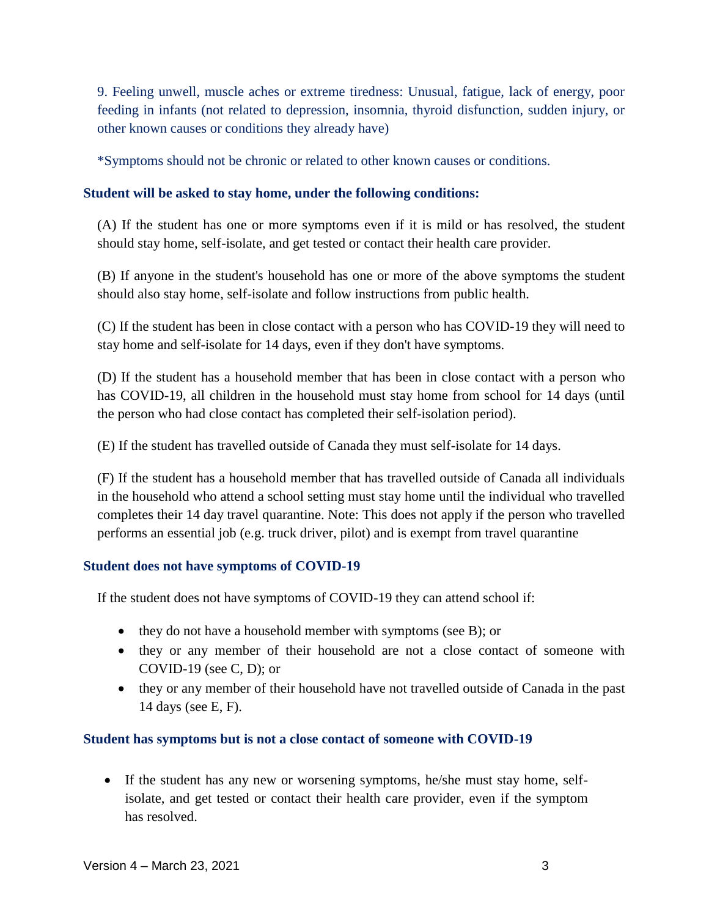9. Feeling unwell, muscle aches or extreme tiredness: Unusual, fatigue, lack of energy, poor feeding in infants (not related to depression, insomnia, thyroid disfunction, sudden injury, or other known causes or conditions they already have)

*Symptoms should not be chronic or related to other known causes or conditions.

### Student will be asked to stay home, under the following conditions:

(A) If the student has one or more symptoms even if it is mild or has resolved, the student should stay home, self-isolate, and get tested or contact their health care provider.

(B) If anyone in the student's household has one or more of the above symptoms the student should also stay home, self-isolate and follow instructions from public health.

(C) If the student has been in close contact with a person who has COVID-19 they will need to stay home and self-isolate for 14 days, even if they don't have symptoms.

(D) If the student has a household member that has been in close contact with a person who has COVID-19, all children in the household must stay home from school for 14 days (until the person who had close contact has completed their self-isolation period).

(E) If the student has travelled outside of Canada they must self-isolate for 14 days.

(F) If the student has a household member that has travelled outside of Canada all individuals in the household who attend a school setting must stay home until the individual who travelled completes their 14 day travel quarantine. Note: This does not apply if the person who travelled performs an essential job (e.g. truck driver, pilot) and is exempt from travel quarantine

### Student does not have symptoms of COVID-19

If the student does not have symptoms of COVID-19 they can attend school if:

- they do not have a household member with symptoms (see B); or
- they or any member of their household are not a close contact of someone with COVID-19 (see C, D); or
- they or any member of their household have not travelled outside of Canada in the past 14 days (see E, F).

### Student has symptoms but is not a close contact of someone with COVID-19

- If the student has any new or worsening symptoms, he/she must stay home, self-isolate, and get tested or contact their health care provider, even if the symptom has resolved.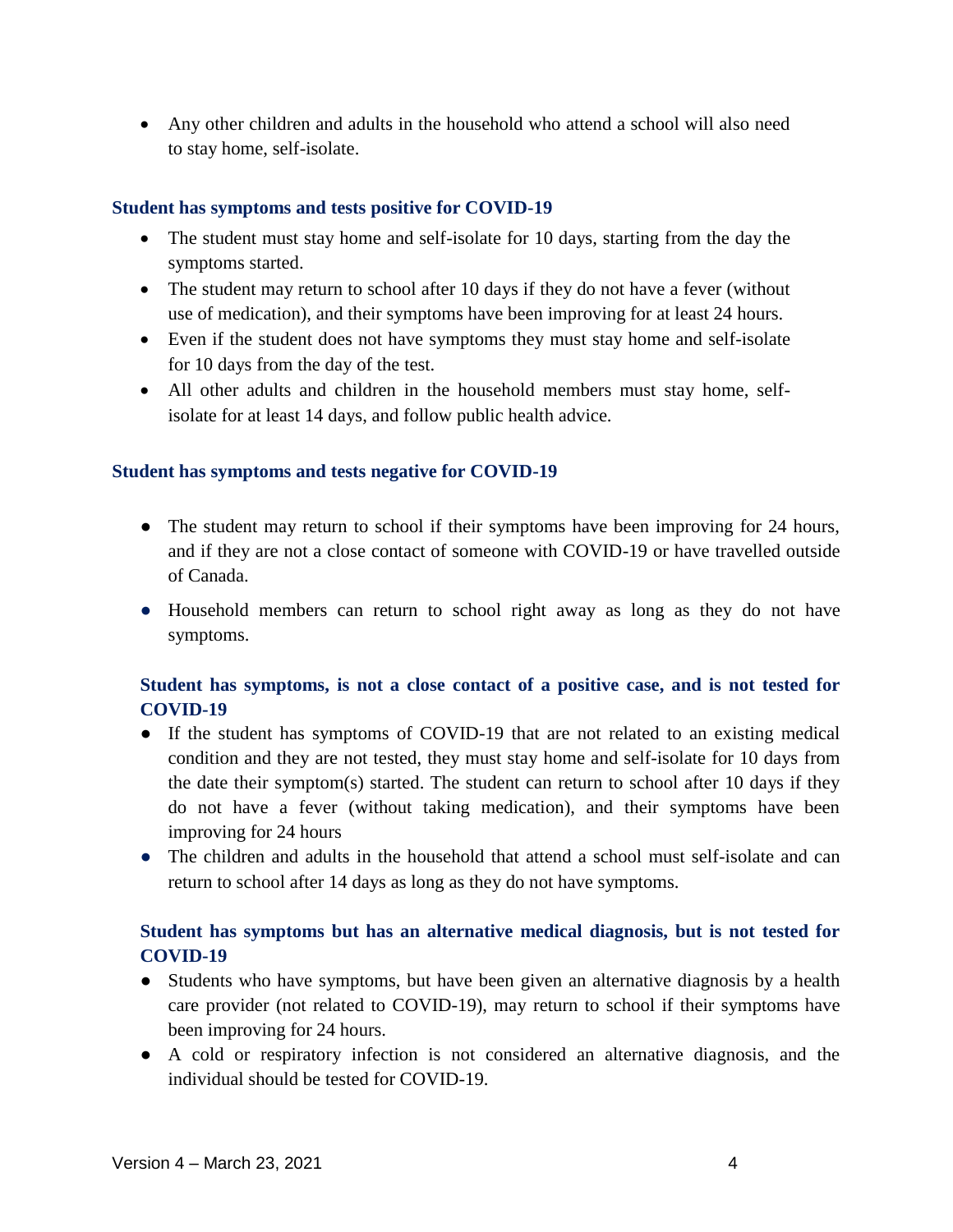- Any other children and adults in the household who attend a school will also need to stay home, self-isolate.

### Student has symptoms and tests positive for COVID-19

- The student must stay home and self-isolate for 10 days, starting from the day the symptoms started.
- The student may return to school after 10 days if they do not have a fever (without use of medication), and their symptoms have been improving for at least 24 hours.
- Even if the student does not have symptoms they must stay home and self-isolate for 10 days from the day of the test.
- All other adults and children in the household members must stay home, self-isolate for at least 14 days, and follow public health advice.

### Student has symptoms and tests negative for COVID-19

- The student may return to school if their symptoms have been improving for 24 hours, and if they are not a close contact of someone with COVID-19 or have travelled outside of Canada.
- Household members can return to school right away as long as they do not have symptoms.

### Student has symptoms, is not a close contact of a positive case, and is not tested for COVID-19

- If the student has symptoms of COVID-19 that are not related to an existing medical condition and they are not tested, they must stay home and self-isolate for 10 days from the date their symptom(s) started. The student can return to school after 10 days if they do not have a fever (without taking medication), and their symptoms have been improving for 24 hours
- The children and adults in the household that attend a school must self-isolate and can return to school after 14 days as long as they do not have symptoms.

### Student has symptoms but has an alternative medical diagnosis, but is not tested for COVID-19

- Students who have symptoms, but have been given an alternative diagnosis by a health care provider (not related to COVID-19), may return to school if their symptoms have been improving for 24 hours.
- A cold or respiratory infection is not considered an alternative diagnosis, and the individual should be tested for COVID-19.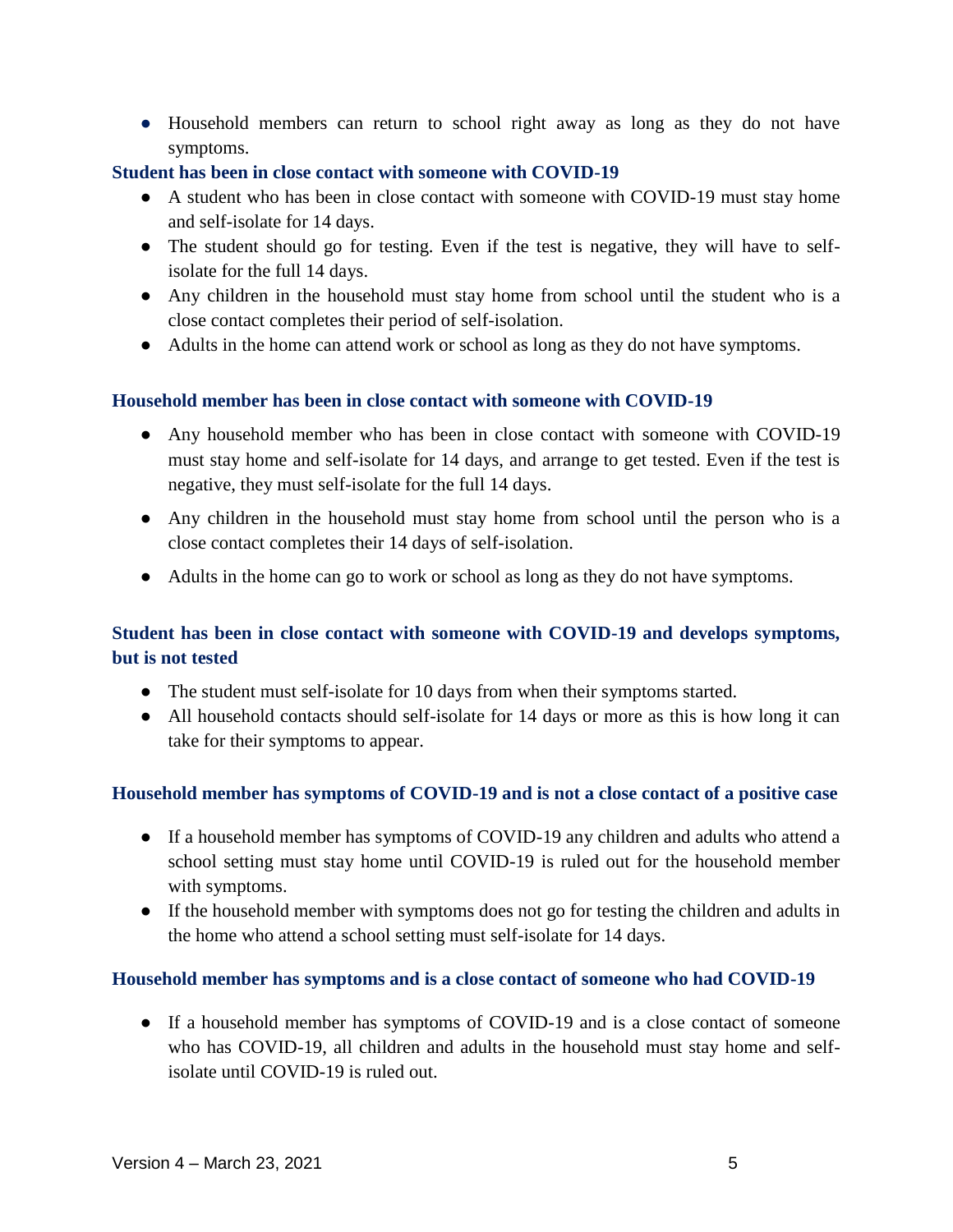- Household members can return to school right away as long as they do not have symptoms.

### Student has been in close contact with someone with COVID-19

- A student who has been in close contact with someone with COVID-19 must stay home and self-isolate for 14 days.
- The student should go for testing. Even if the test is negative, they will have to self-isolate for the full 14 days.
- Any children in the household must stay home from school until the student who is a close contact completes their period of self-isolation.
- Adults in the home can attend work or school as long as they do not have symptoms.

### Household member has been in close contact with someone with COVID-19

- Any household member who has been in close contact with someone with COVID-19 must stay home and self-isolate for 14 days, and arrange to get tested. Even if the test is negative, they must self-isolate for the full 14 days.
- Any children in the household must stay home from school until the person who is a close contact completes their 14 days of self-isolation.
- Adults in the home can go to work or school as long as they do not have symptoms.

### Student has been in close contact with someone with COVID-19 and develops symptoms, but is not tested

- The student must self-isolate for 10 days from when their symptoms started.
- All household contacts should self-isolate for 14 days or more as this is how long it can take for their symptoms to appear.

### Household member has symptoms of COVID-19 and is not a close contact of a positive case

- If a household member has symptoms of COVID-19 any children and adults who attend a school setting must stay home until COVID-19 is ruled out for the household member with symptoms.
- If the household member with symptoms does not go for testing the children and adults in the home who attend a school setting must self-isolate for 14 days.

### Household member has symptoms and is a close contact of someone who had COVID-19

- If a household member has symptoms of COVID-19 and is a close contact of someone who has COVID-19, all children and adults in the household must stay home and self-isolate until COVID-19 is ruled out.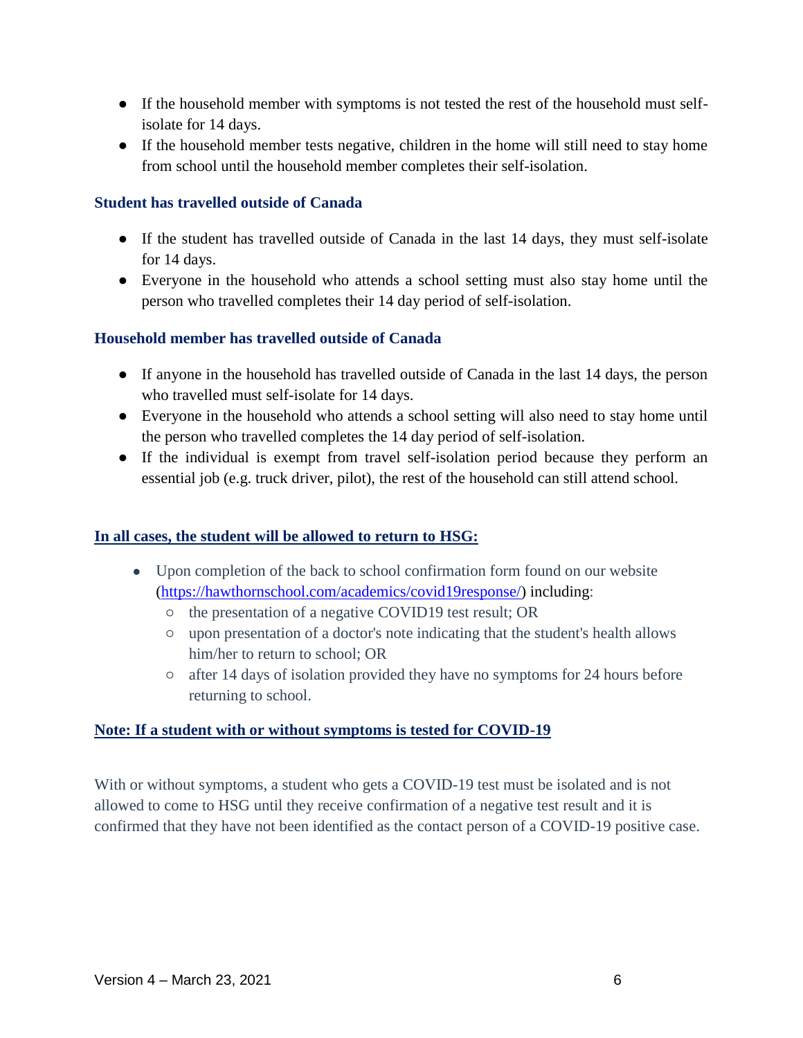- If the household member with symptoms is not tested the rest of the household must self-isolate for 14 days.
- If the household member tests negative, children in the home will still need to stay home from school until the household member completes their self-isolation.

### Student has travelled outside of Canada

- If the student has travelled outside of Canada in the last 14 days, they must self-isolate for 14 days.
- Everyone in the household who attends a school setting must also stay home until the person who travelled completes their 14 day period of self-isolation.

### Household member has travelled outside of Canada

- If anyone in the household has travelled outside of Canada in the last 14 days, the person who travelled must self-isolate for 14 days.
- Everyone in the household who attends a school setting will also need to stay home until the person who travelled completes the 14 day period of self-isolation.
- If the individual is exempt from travel self-isolation period because they perform an essential job (e.g. truck driver, pilot), the rest of the household can still attend school.

### In all cases, the student will be allowed to return to HSG:

- Upon completion of the back to school confirmation form found on our website ([https://hawthornschool.com/academics/covid19response/](https://hawthornschool.com/academics/covid19response/)) including:
  - the presentation of a negative COVID19 test result; OR
  - upon presentation of a doctor's note indicating that the student's health allows him/her to return to school; OR
  - after 14 days of isolation provided they have no symptoms for 24 hours before returning to school.

### Note: If a student with or without symptoms is tested for COVID-19

With or without symptoms, a student who gets a COVID-19 test must be isolated and is not allowed to come to HSG until they receive confirmation of a negative test result and it is confirmed that they have not been identified as the contact person of a COVID-19 positive case.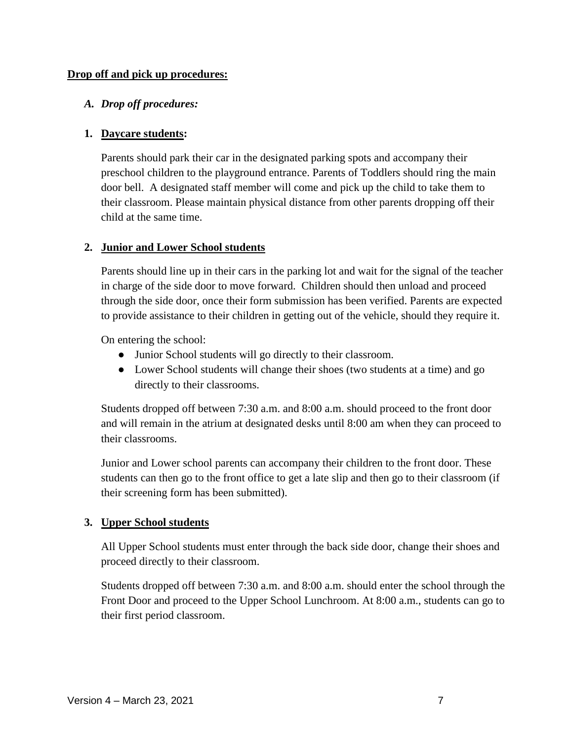**<u>Drop off and pick up procedures:</u>**

*A. Drop off procedures:*

**1. <u>Daycare students</u>:**

Parents should park their car in the designated parking spots and accompany their preschool children to the playground entrance. Parents of Toddlers should ring the main door bell. A designated staff member will come and pick up the child to take them to their classroom. Please maintain physical distance from other parents dropping off their child at the same time.

**2. <u>Junior and Lower School students</u>**

Parents should line up in their cars in the parking lot and wait for the signal of the teacher in charge of the side door to move forward. Children should then unload and proceed through the side door, once their form submission has been verified. Parents are expected to provide assistance to their children in getting out of the vehicle, should they require it.

On entering the school:

- Junior School students will go directly to their classroom.
- Lower School students will change their shoes (two students at a time) and go directly to their classrooms.

Students dropped off between 7:30 a.m. and 8:00 a.m. should proceed to the front door and will remain in the atrium at designated desks until 8:00 am when they can proceed to their classrooms.

Junior and Lower school parents can accompany their children to the front door. These students can then go to the front office to get a late slip and then go to their classroom (if their screening form has been submitted).

**3. <u>Upper School students</u>**

All Upper School students must enter through the back side door, change their shoes and proceed directly to their classroom.

Students dropped off between 7:30 a.m. and 8:00 a.m. should enter the school through the Front Door and proceed to the Upper School Lunchroom. At 8:00 a.m., students can go to their first period classroom.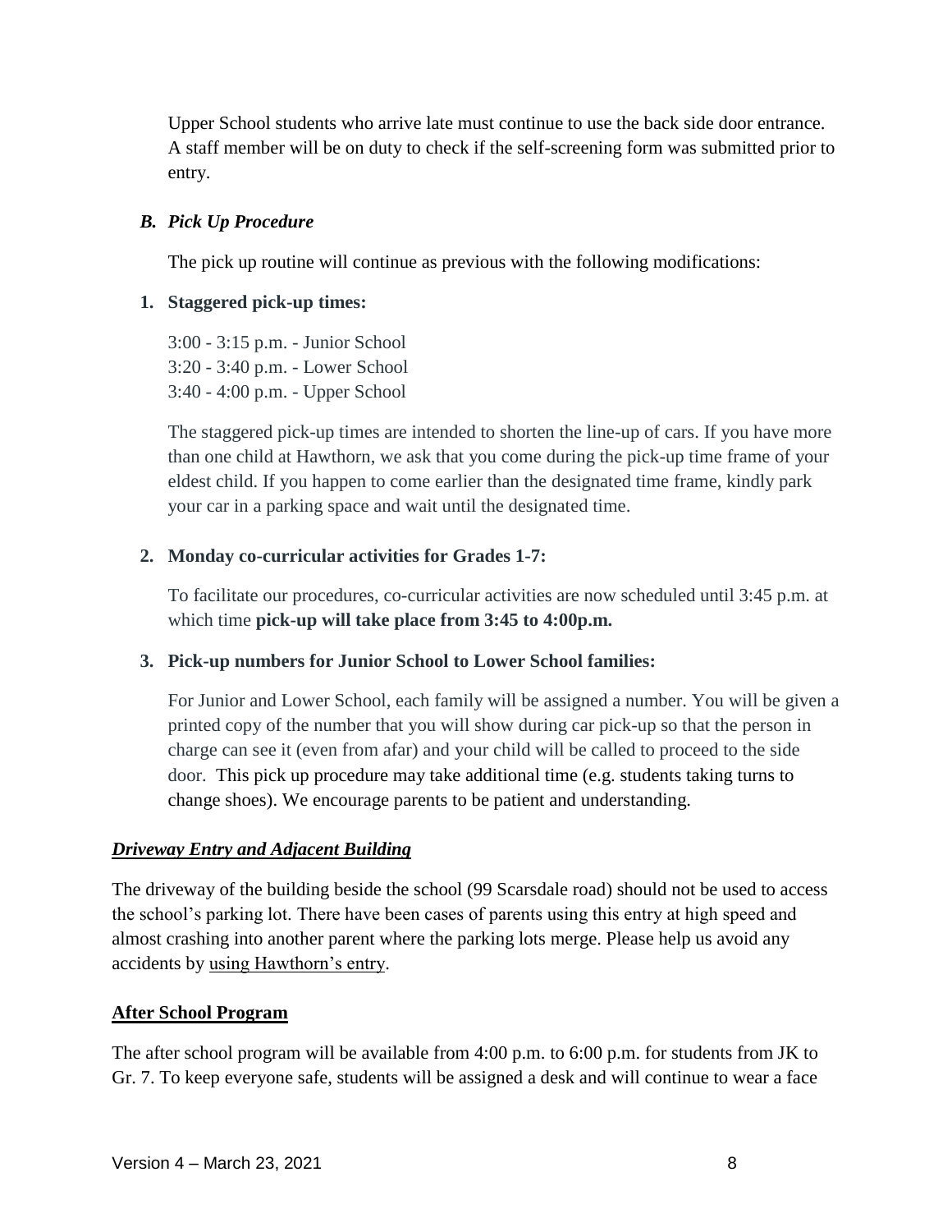Upper School students who arrive late must continue to use the back side door entrance. A staff member will be on duty to check if the self-screening form was submitted prior to entry.

### *B. Pick Up Procedure*

The pick up routine will continue as previous with the following modifications:

**1. Staggered pick-up times:**

3:00 - 3:15 p.m. - Junior School
3:20 - 3:40 p.m. - Lower School
3:40 - 4:00 p.m. - Upper School

The staggered pick-up times are intended to shorten the line-up of cars. If you have more than one child at Hawthorn, we ask that you come during the pick-up time frame of your eldest child. If you happen to come earlier than the designated time frame, kindly park your car in a parking space and wait until the designated time.

**2. Monday co-curricular activities for Grades 1-7:**

To facilitate our procedures, co-curricular activities are now scheduled until 3:45 p.m. at which time **pick-up will take place from 3:45 to 4:00p.m.**

**3. Pick-up numbers for Junior School to Lower School families:**

For Junior and Lower School, each family will be assigned a number. You will be given a printed copy of the number that you will show during car pick-up so that the person in charge can see it (even from afar) and your child will be called to proceed to the side door. This pick up procedure may take additional time (e.g. students taking turns to change shoes). We encourage parents to be patient and understanding.

## ***Driveway Entry and Adjacent Building***

The driveway of the building beside the school (99 Scarsdale road) should not be used to access the school's parking lot. There have been cases of parents using this entry at high speed and almost crashing into another parent where the parking lots merge. Please help us avoid any accidents by using Hawthorn's entry.

## **After School Program**

The after school program will be available from 4:00 p.m. to 6:00 p.m. for students from JK to Gr. 7. To keep everyone safe, students will be assigned a desk and will continue to wear a face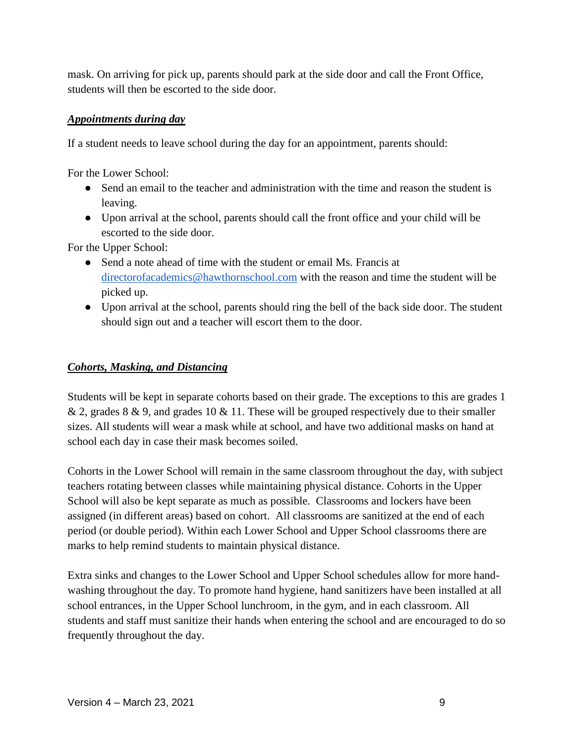mask. On arriving for pick up, parents should park at the side door and call the Front Office, students will then be escorted to the side door.

### ***Appointments during day***

If a student needs to leave school during the day for an appointment, parents should:

For the Lower School:

- Send an email to the teacher and administration with the time and reason the student is leaving.
- Upon arrival at the school, parents should call the front office and your child will be escorted to the side door.

For the Upper School:

- Send a note ahead of time with the student or email Ms. Francis at directorofacademics@hawthornschool.com with the reason and time the student will be picked up.
- Upon arrival at the school, parents should ring the bell of the back side door. The student should sign out and a teacher will escort them to the door.

### ***Cohorts, Masking, and Distancing***

Students will be kept in separate cohorts based on their grade. The exceptions to this are grades 1 & 2, grades 8 & 9, and grades 10 & 11. These will be grouped respectively due to their smaller sizes. All students will wear a mask while at school, and have two additional masks on hand at school each day in case their mask becomes soiled.

Cohorts in the Lower School will remain in the same classroom throughout the day, with subject teachers rotating between classes while maintaining physical distance. Cohorts in the Upper School will also be kept separate as much as possible. Classrooms and lockers have been assigned (in different areas) based on cohort. All classrooms are sanitized at the end of each period (or double period). Within each Lower School and Upper School classrooms there are marks to help remind students to maintain physical distance.

Extra sinks and changes to the Lower School and Upper School schedules allow for more hand-washing throughout the day. To promote hand hygiene, hand sanitizers have been installed at all school entrances, in the Upper School lunchroom, in the gym, and in each classroom. All students and staff must sanitize their hands when entering the school and are encouraged to do so frequently throughout the day.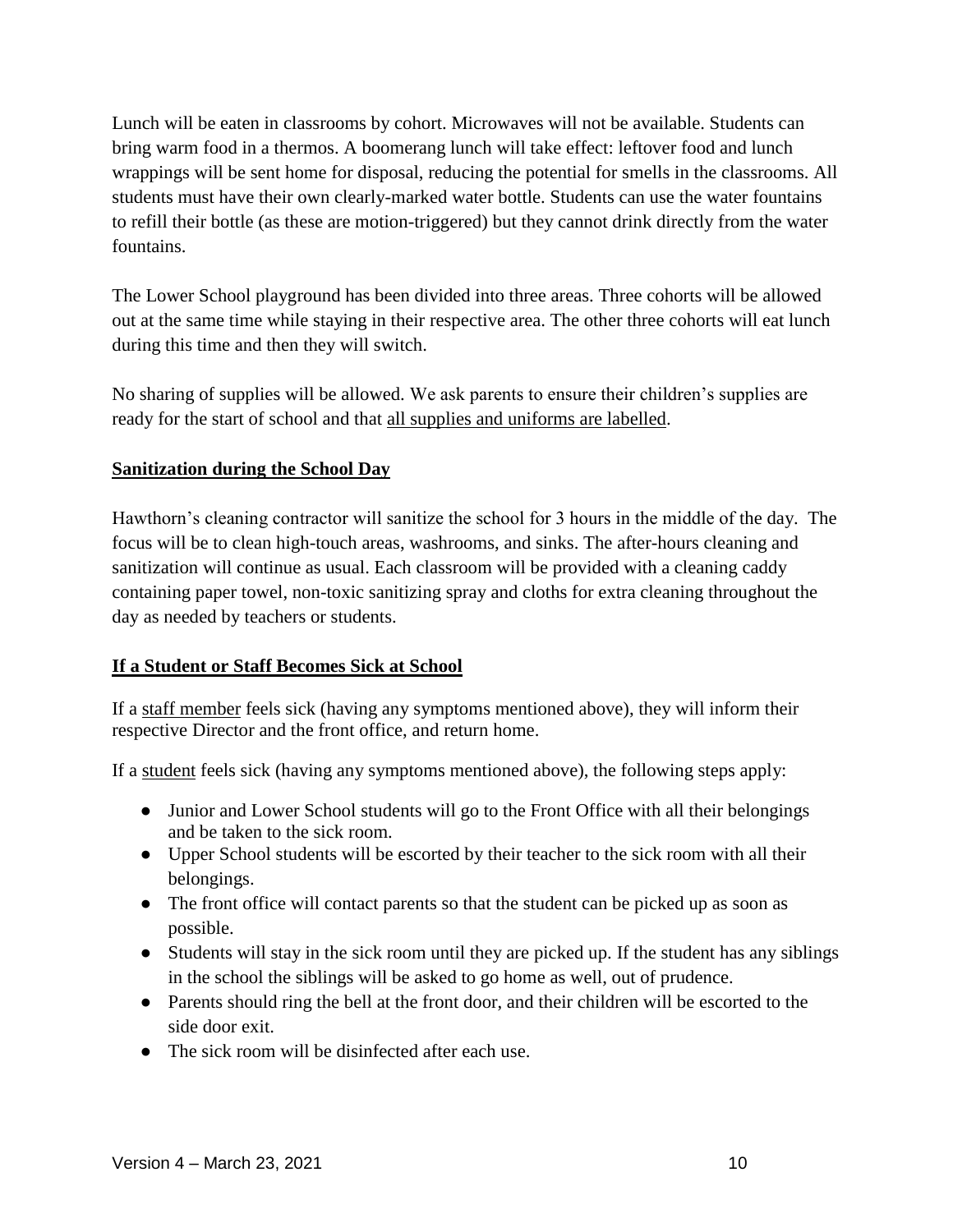Lunch will be eaten in classrooms by cohort. Microwaves will not be available. Students can bring warm food in a thermos. A boomerang lunch will take effect: leftover food and lunch wrappings will be sent home for disposal, reducing the potential for smells in the classrooms. All students must have their own clearly-marked water bottle. Students can use the water fountains to refill their bottle (as these are motion-triggered) but they cannot drink directly from the water fountains.

The Lower School playground has been divided into three areas. Three cohorts will be allowed out at the same time while staying in their respective area. The other three cohorts will eat lunch during this time and then they will switch.

No sharing of supplies will be allowed. We ask parents to ensure their children's supplies are ready for the start of school and that <u>all supplies and uniforms are labelled</u>.

## Sanitization during the School Day

Hawthorn's cleaning contractor will sanitize the school for 3 hours in the middle of the day. The focus will be to clean high-touch areas, washrooms, and sinks. The after-hours cleaning and sanitization will continue as usual. Each classroom will be provided with a cleaning caddy containing paper towel, non-toxic sanitizing spray and cloths for extra cleaning throughout the day as needed by teachers or students.

## If a Student or Staff Becomes Sick at School

If a <u>staff member</u> feels sick (having any symptoms mentioned above), they will inform their respective Director and the front office, and return home.

If a <u>student</u> feels sick (having any symptoms mentioned above), the following steps apply:

- Junior and Lower School students will go to the Front Office with all their belongings and be taken to the sick room.
- Upper School students will be escorted by their teacher to the sick room with all their belongings.
- The front office will contact parents so that the student can be picked up as soon as possible.
- Students will stay in the sick room until they are picked up. If the student has any siblings in the school the siblings will be asked to go home as well, out of prudence.
- Parents should ring the bell at the front door, and their children will be escorted to the side door exit.
- The sick room will be disinfected after each use.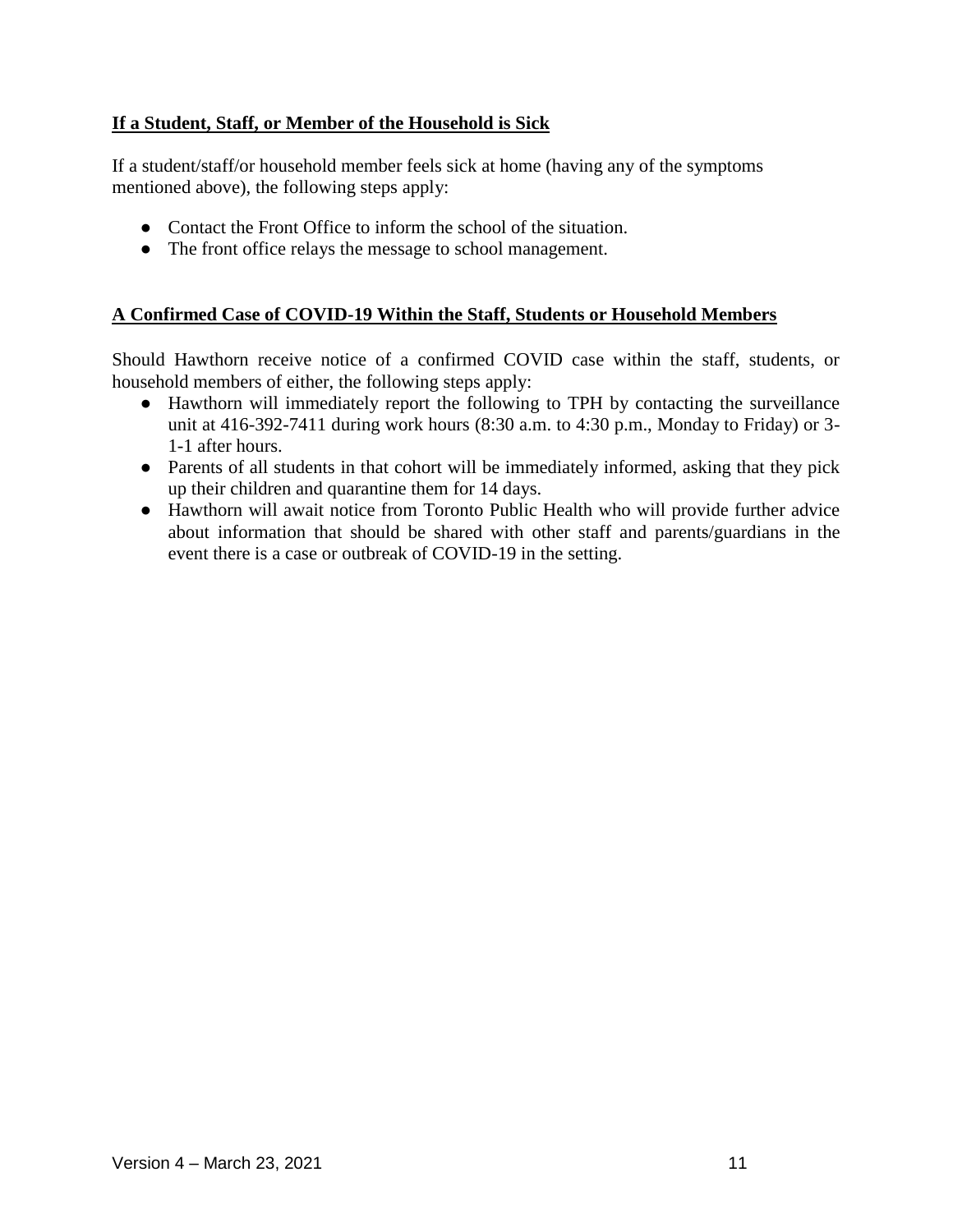**If a Student, Staff, or Member of the Household is Sick**

If a student/staff/or household member feels sick at home (having any of the symptoms mentioned above), the following steps apply:

- Contact the Front Office to inform the school of the situation.
- The front office relays the message to school management.

**A Confirmed Case of COVID-19 Within the Staff, Students or Household Members**

Should Hawthorn receive notice of a confirmed COVID case within the staff, students, or household members of either, the following steps apply:

- Hawthorn will immediately report the following to TPH by contacting the surveillance unit at 416-392-7411 during work hours (8:30 a.m. to 4:30 p.m., Monday to Friday) or 3-1-1 after hours.
- Parents of all students in that cohort will be immediately informed, asking that they pick up their children and quarantine them for 14 days.
- Hawthorn will await notice from Toronto Public Health who will provide further advice about information that should be shared with other staff and parents/guardians in the event there is a case or outbreak of COVID-19 in the setting.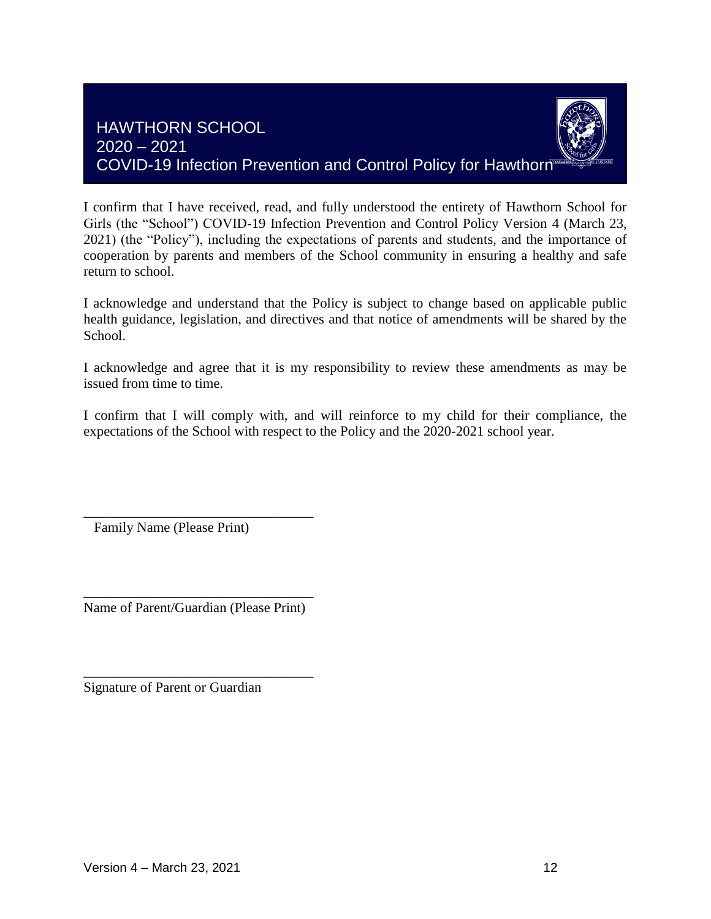# HAWTHORN SCHOOL
## 2020 – 2021
## COVID-19 Infection Prevention and Control Policy for Hawthorn

I confirm that I have received, read, and fully understood the entirety of Hawthorn School for Girls (the "School") COVID-19 Infection Prevention and Control Policy Version 4 (March 23, 2021) (the "Policy"), including the expectations of parents and students, and the importance of cooperation by parents and members of the School community in ensuring a healthy and safe return to school.

I acknowledge and understand that the Policy is subject to change based on applicable public health guidance, legislation, and directives and that notice of amendments will be shared by the School.

I acknowledge and agree that it is my responsibility to review these amendments as may be issued from time to time.

I confirm that I will comply with, and will reinforce to my child for their compliance, the expectations of the School with respect to the Policy and the 2020-2021 school year.

_________________________________
Family Name (Please Print)

_________________________________
Name of Parent/Guardian (Please Print)

_________________________________
Signature of Parent or Guardian